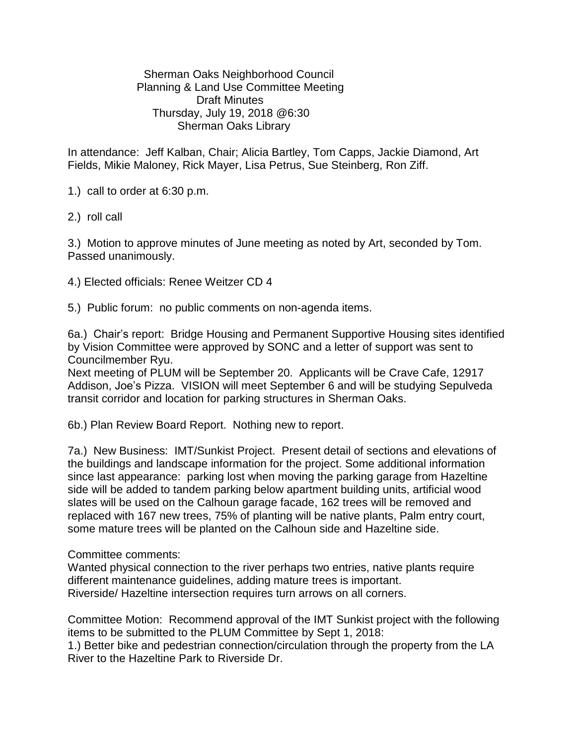Sherman Oaks Neighborhood Council
Planning & Land Use Committee Meeting
Draft Minutes
Thursday, July 19, 2018 @6:30
Sherman Oaks Library

In attendance: Jeff Kalban, Chair; Alicia Bartley, Tom Capps, Jackie Diamond, Art Fields, Mikie Maloney, Rick Mayer, Lisa Petrus, Sue Steinberg, Ron Ziff.

1.) call to order at 6:30 p.m.

2.) roll call

3.) Motion to approve minutes of June meeting as noted by Art, seconded by Tom. Passed unanimously.

4.) Elected officials: Renee Weitzer CD 4

5.) Public forum: no public comments on non-agenda items.

6a.) Chair's report: Bridge Housing and Permanent Supportive Housing sites identified by Vision Committee were approved by SONC and a letter of support was sent to Councilmember Ryu.
Next meeting of PLUM will be September 20. Applicants will be Crave Cafe, 12917 Addison, Joe's Pizza. VISION will meet September 6 and will be studying Sepulveda transit corridor and location for parking structures in Sherman Oaks.

6b.) Plan Review Board Report. Nothing new to report.

7a.) New Business: IMT/Sunkist Project. Present detail of sections and elevations of the buildings and landscape information for the project. Some additional information since last appearance: parking lost when moving the parking garage from Hazeltine side will be added to tandem parking below apartment building units, artificial wood slates will be used on the Calhoun garage facade, 162 trees will be removed and replaced with 167 new trees, 75% of planting will be native plants, Palm entry court, some mature trees will be planted on the Calhoun side and Hazeltine side.

Committee comments:
Wanted physical connection to the river perhaps two entries, native plants require different maintenance guidelines, adding mature trees is important.
Riverside/ Hazeltine intersection requires turn arrows on all corners.

Committee Motion: Recommend approval of the IMT Sunkist project with the following items to be submitted to the PLUM Committee by Sept 1, 2018:
1.) Better bike and pedestrian connection/circulation through the property from the LA River to the Hazeltine Park to Riverside Dr.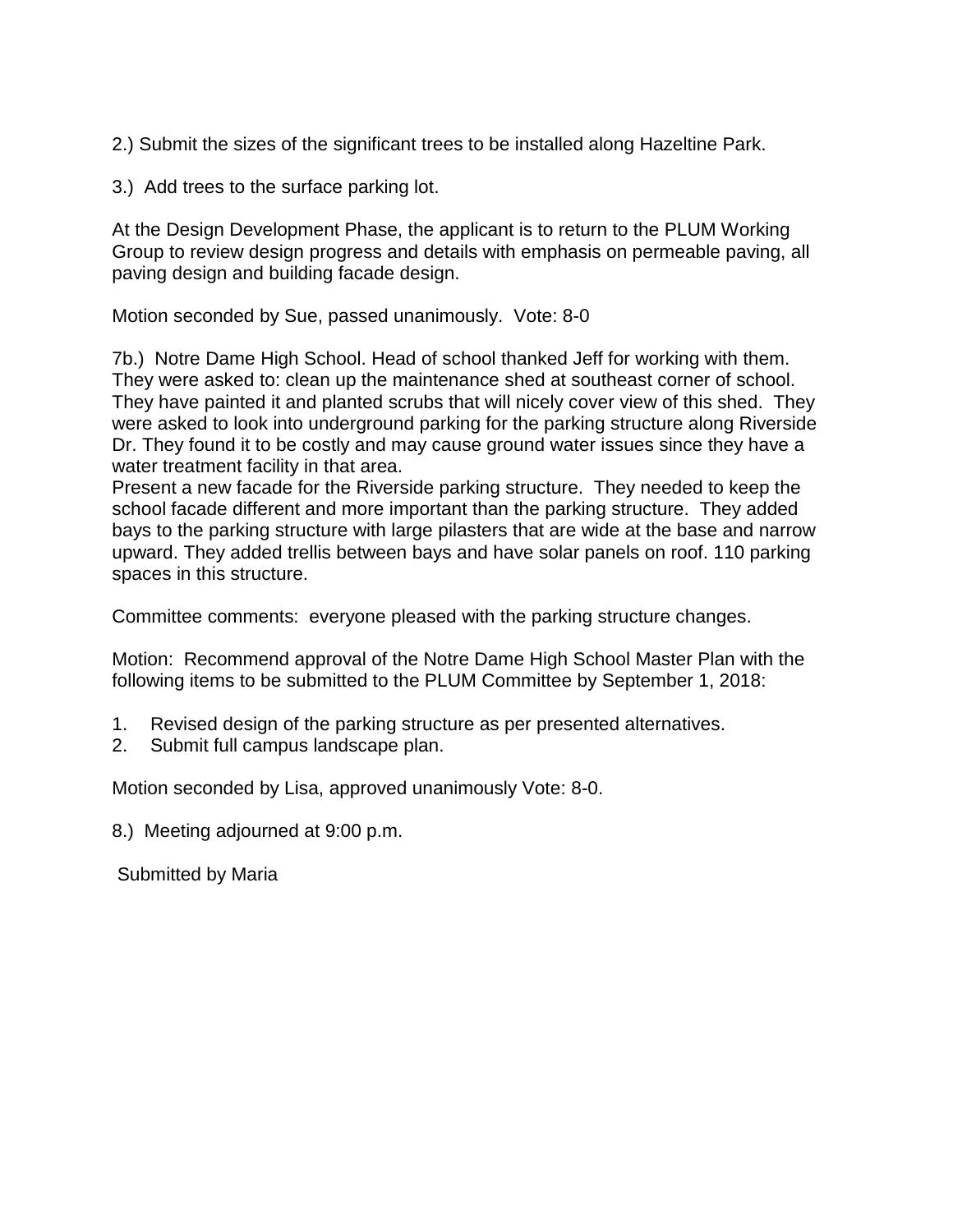2.) Submit the sizes of the significant trees to be installed along Hazeltine Park.

3.) Add trees to the surface parking lot.

At the Design Development Phase, the applicant is to return to the PLUM Working Group to review design progress and details with emphasis on permeable paving, all paving design and building facade design.

Motion seconded by Sue, passed unanimously. Vote: 8-0

7b.) Notre Dame High School. Head of school thanked Jeff for working with them. They were asked to: clean up the maintenance shed at southeast corner of school. They have painted it and planted scrubs that will nicely cover view of this shed. They were asked to look into underground parking for the parking structure along Riverside Dr. They found it to be costly and may cause ground water issues since they have a water treatment facility in that area.
Present a new facade for the Riverside parking structure. They needed to keep the school facade different and more important than the parking structure. They added bays to the parking structure with large pilasters that are wide at the base and narrow upward. They added trellis between bays and have solar panels on roof. 110 parking spaces in this structure.

Committee comments: everyone pleased with the parking structure changes.

Motion: Recommend approval of the Notre Dame High School Master Plan with the following items to be submitted to the PLUM Committee by September 1, 2018:

1. Revised design of the parking structure as per presented alternatives.
2. Submit full campus landscape plan.

Motion seconded by Lisa, approved unanimously Vote: 8-0.

8.) Meeting adjourned at 9:00 p.m.

Submitted by Maria